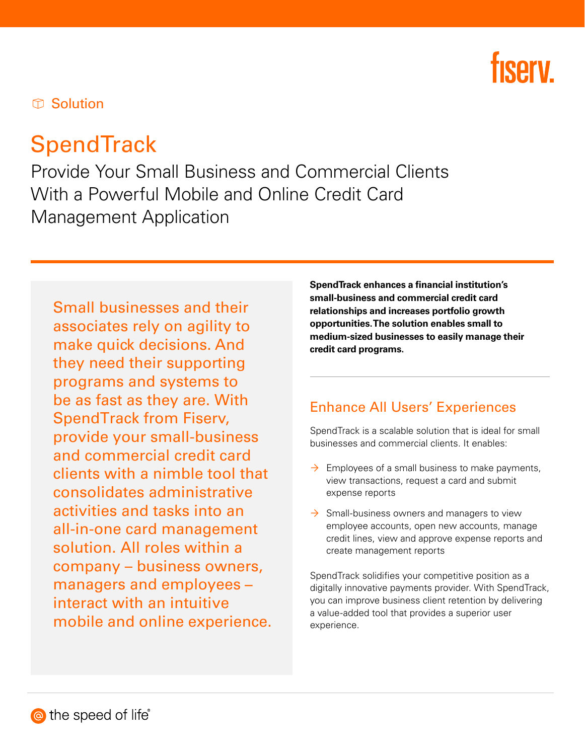Solution

# SpendTrack

## Provide Your Small Business and Commercial Clients With a Powerful Mobile and Online Credit Card Management Application

Small businesses and their associates rely on agility to make quick decisions. And they need their supporting programs and systems to be as fast as they are. With SpendTrack from Fiserv, provide your small-business and commercial credit card clients with a nimble tool that consolidates administrative activities and tasks into an all-in-one card management solution. All roles within a company – business owners, managers and employees – interact with an intuitive mobile and online experience.

**SpendTrack enhances a financial institution's small-business and commercial credit card relationships and increases portfolio growth opportunities. The solution enables small to medium-sized businesses to easily manage their credit card programs.**

### Enhance All Users' Experiences

SpendTrack is a scalable solution that is ideal for small businesses and commercial clients. It enables:

- Employees of a small business to make payments, view transactions, request a card and submit expense reports
- Small-business owners and managers to view employee accounts, open new accounts, manage credit lines, view and approve expense reports and create management reports

SpendTrack solidifies your competitive position as a digitally innovative payments provider. With SpendTrack, you can improve business client retention by delivering a value-added tool that provides a superior user experience.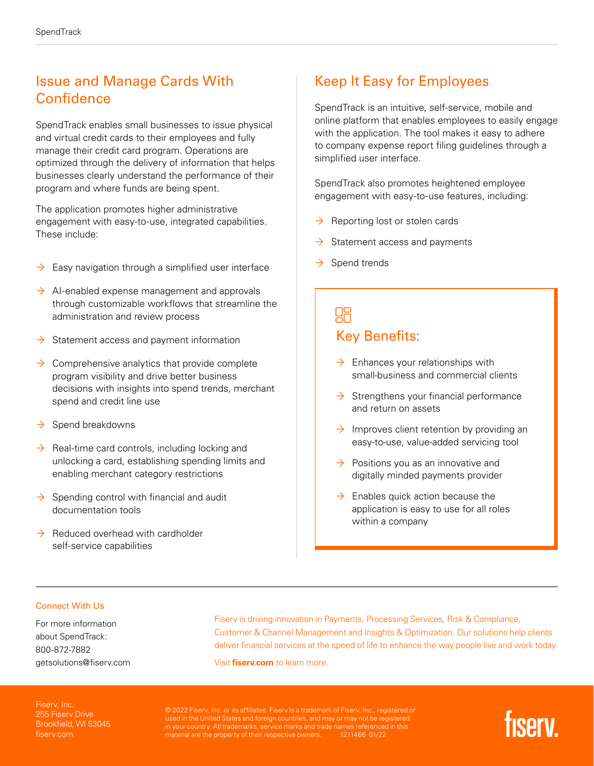## Issue and Manage Cards With Confidence

SpendTrack enables small businesses to issue physical and virtual credit cards to their employees and fully manage their credit card program. Operations are optimized through the delivery of information that helps businesses clearly understand the performance of their program and where funds are being spent.

The application promotes higher administrative engagement with easy-to-use, integrated capabilities. These include:

- Easy navigation through a simplified user interface
- AI-enabled expense management and approvals through customizable workflows that streamline the administration and review process
- Statement access and payment information
- Comprehensive analytics that provide complete program visibility and drive better business decisions with insights into spend trends, merchant spend and credit line use
- Spend breakdowns
- Real-time card controls, including locking and unlocking a card, establishing spending limits and enabling merchant category restrictions
- Spending control with financial and audit documentation tools
- Reduced overhead with cardholder self-service capabilities

## Keep It Easy for Employees

SpendTrack is an intuitive, self-service, mobile and online platform that enables employees to easily engage with the application. The tool makes it easy to adhere to company expense report filing guidelines through a simplified user interface.

SpendTrack also promotes heightened employee engagement with easy-to-use features, including:

- Reporting lost or stolen cards
- Statement access and payments
- Spend trends

### Key Benefits:

- Enhances your relationships with small-business and commercial clients
- Strengthens your financial performance and return on assets
- Improves client retention by providing an easy-to-use, value-added servicing tool
- Positions you as an innovative and digitally minded payments provider
- Enables quick action because the application is easy to use for all roles within a company

### Connect With Us

For more information about SpendTrack:
800-872-7882
getsolutions@fiserv.com

Fiserv is driving innovation in Payments, Processing Services, Risk & Compliance, Customer & Channel Management and Insights & Optimization. Our solutions help clients deliver financial services at the speed of life to enhance the way people live and work today.

Visit **fiserv.com** to learn more.

Fiserv, Inc.
255 Fiserv Drive
Brookfield, WI 53045
fiserv.com

© 2022 Fiserv, Inc. or its affiliates. Fiserv is a trademark of Fiserv, Inc., registered or used in the United States and foreign countries, and may or may not be registered in your country. All trademarks, service marks and trade names referenced in this material are the property of their respective owners. 1211466 01/22

fiserv.